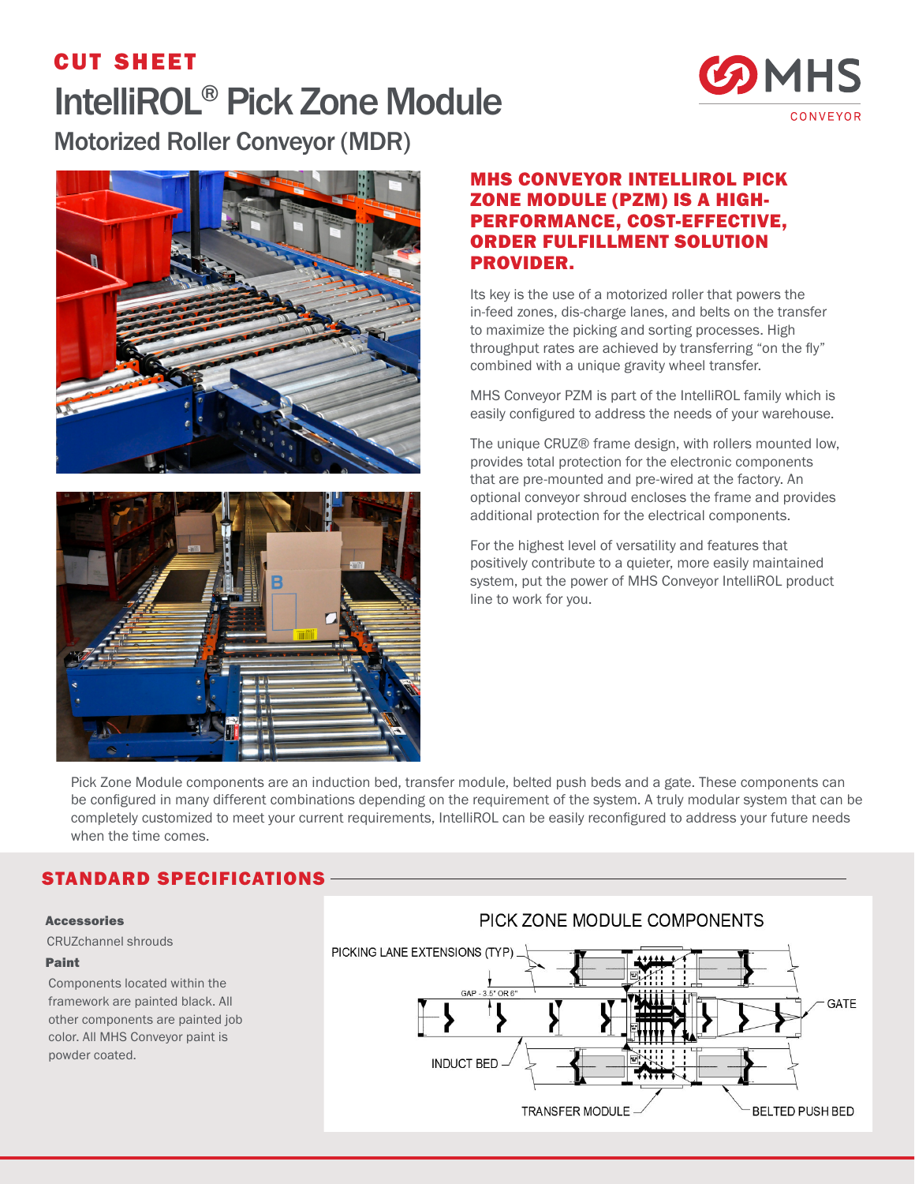# CUT SHEET

# IntelliROL® Pick Zone Module

## Motorized Roller Conveyor (MDR)

MHS CONVEYOR

### MHS CONVEYOR INTELLIROL PICK ZONE MODULE (PZM) IS A HIGH-PERFORMANCE, COST-EFFECTIVE, ORDER FULFILLMENT SOLUTION PROVIDER.

Its key is the use of a motorized roller that powers the in-feed zones, dis-charge lanes, and belts on the transfer to maximize the picking and sorting processes. High throughput rates are achieved by transferring "on the fly" combined with a unique gravity wheel transfer.

MHS Conveyor PZM is part of the IntelliROL family which is easily configured to address the needs of your warehouse.

The unique CRUZ® frame design, with rollers mounted low, provides total protection for the electronic components that are pre-mounted and pre-wired at the factory. An optional conveyor shroud encloses the frame and provides additional protection for the electrical components.

For the highest level of versatility and features that positively contribute to a quieter, more easily maintained system, put the power of MHS Conveyor IntelliROL product line to work for you.

Pick Zone Module components are an induction bed, transfer module, belted push beds and a gate. These components can be configured in many different combinations depending on the requirement of the system. A truly modular system that can be completely customized to meet your current requirements, IntelliROL can be easily reconfigured to address your future needs when the time comes.

## STANDARD SPECIFICATIONS

**Accessories**

CRUZchannel shrouds

**Paint**

Components located within the framework are painted black. All other components are painted job color. All MHS Conveyor paint is powder coated.

PICK ZONE MODULE COMPONENTS

PICKING LANE EXTENSIONS (TYP)

GAP - 3.5" OR 6"

GATE

INDUCT BED

TRANSFER MODULE

BELTED PUSH BED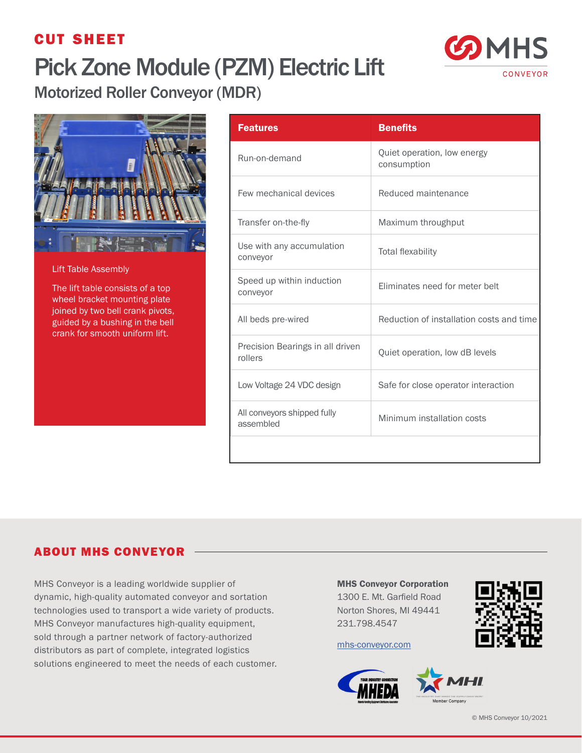**CUT SHEET**

# Pick Zone Module (PZM) Electric Lift

## Motorized Roller Conveyor (MDR)

Lift Table Assembly

The lift table consists of a top wheel bracket mounting plate joined by two bell crank pivots, guided by a bushing in the bell crank for smooth uniform lift.

| Features | Benefits |
| --- | --- |
| Run-on-demand | Quiet operation, low energy consumption |
| Few mechanical devices | Reduced maintenance |
| Transfer on-the-fly | Maximum throughput |
| Use with any accumulation conveyor | Total flexability |
| Speed up within induction conveyor | Eliminates need for meter belt |
| All beds pre-wired | Reduction of installation costs and time |
| Precision Bearings in all driven rollers | Quiet operation, low dB levels |
| Low Voltage 24 VDC design | Safe for close operator interaction |
| All conveyors shipped fully assembled | Minimum installation costs |

## ABOUT MHS CONVEYOR

MHS Conveyor is a leading worldwide supplier of dynamic, high-quality automated conveyor and sortation technologies used to transport a wide variety of products. MHS Conveyor manufactures high-quality equipment, sold through a partner network of factory-authorized distributors as part of complete, integrated logistics solutions engineered to meet the needs of each customer.

**MHS Conveyor Corporation**
1300 E. Mt. Garfield Road
Norton Shores, MI 49441
231.798.4547

mhs-conveyor.com

© MHS Conveyor 10/2021